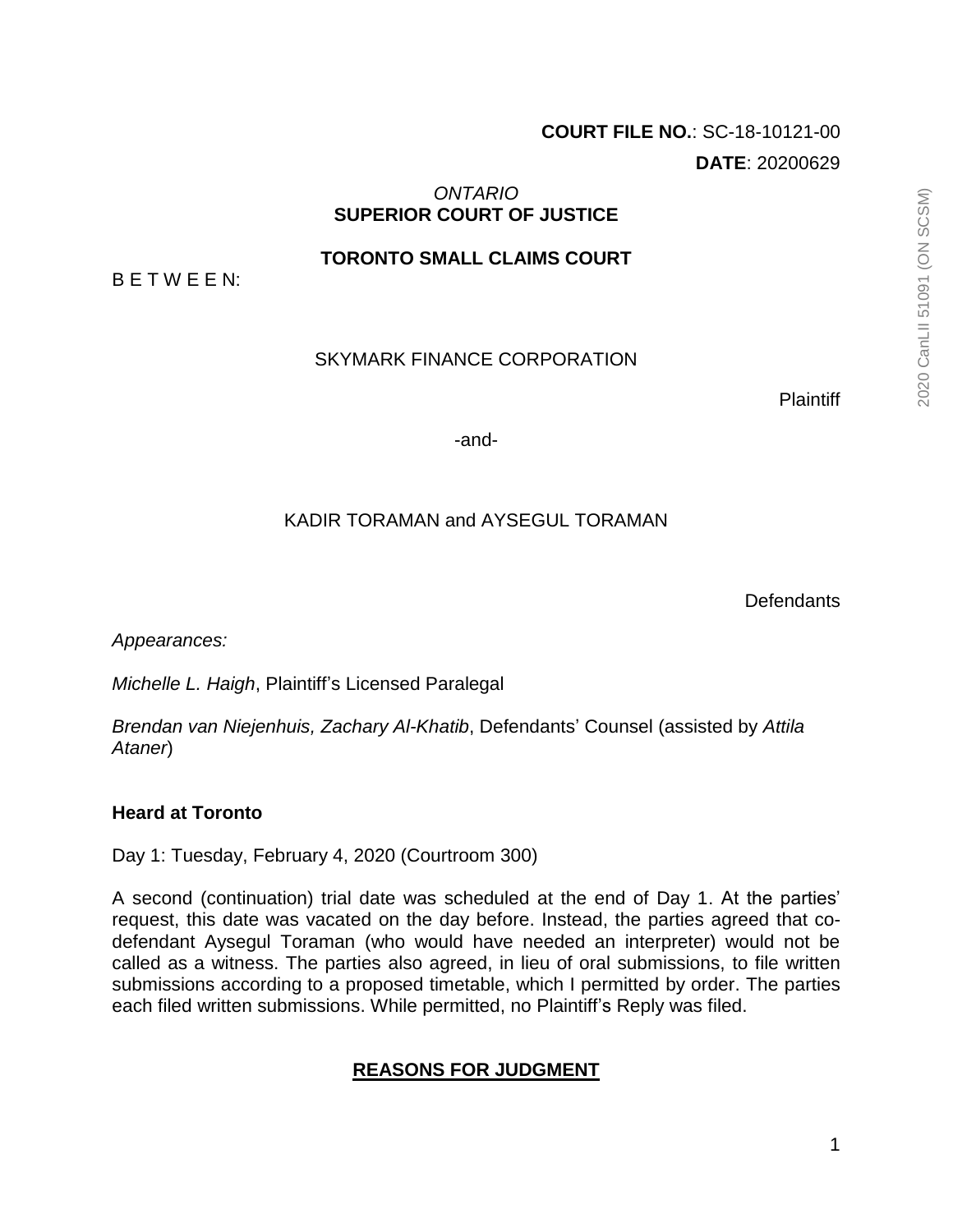**COURT FILE NO.**: SC-18-10121-00

**DATE**: 20200629

*ONTARIO*
**SUPERIOR COURT OF JUSTICE**

**TORONTO SMALL CLAIMS COURT**

B E T W E E N:

SKYMARK FINANCE CORPORATION

Plaintiff

-and-

KADIR TORAMAN and AYSEGUL TORAMAN

Defendants

*Appearances:*

*Michelle L. Haigh*, Plaintiff's Licensed Paralegal

*Brendan van Niejenhuis, Zachary Al-Khatib*, Defendants' Counsel (assisted by *Attila Ataner*)

**Heard at Toronto**

Day 1: Tuesday, February 4, 2020 (Courtroom 300)

A second (continuation) trial date was scheduled at the end of Day 1. At the parties' request, this date was vacated on the day before. Instead, the parties agreed that co-defendant Aysegul Toraman (who would have needed an interpreter) would not be called as a witness. The parties also agreed, in lieu of oral submissions, to file written submissions according to a proposed timetable, which I permitted by order. The parties each filed written submissions. While permitted, no Plaintiff's Reply was filed.

## **REASONS FOR JUDGMENT**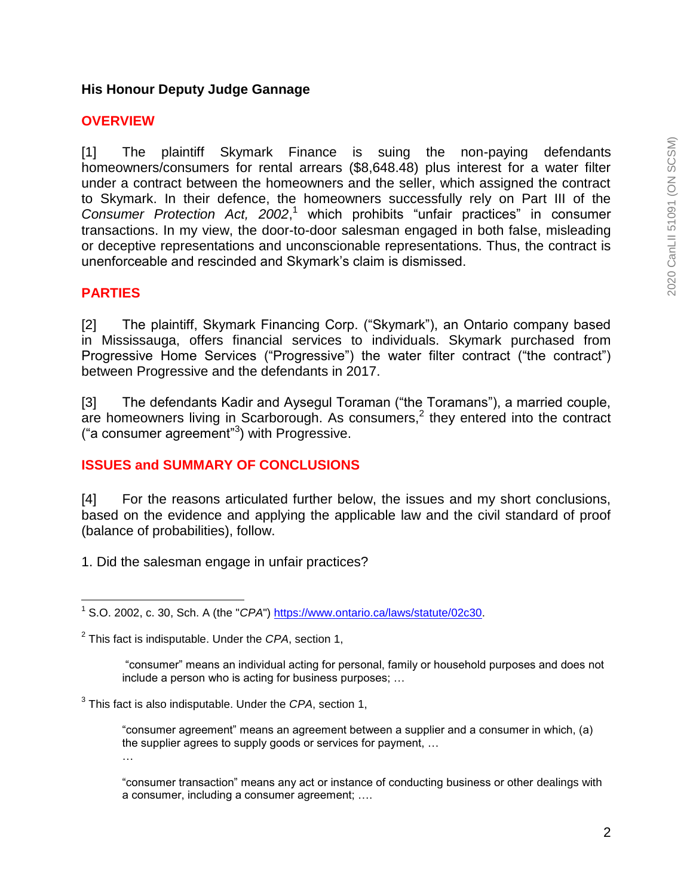**His Honour Deputy Judge Gannage**

## OVERVIEW

[1] The plaintiff Skymark Finance is suing the non-paying defendants homeowners/consumers for rental arrears ($8,648.48) plus interest for a water filter under a contract between the homeowners and the seller, which assigned the contract to Skymark. In their defence, the homeowners successfully rely on Part III of the *Consumer Protection Act, 2002*,[1] which prohibits "unfair practices" in consumer transactions. In my view, the door-to-door salesman engaged in both false, misleading or deceptive representations and unconscionable representations. Thus, the contract is unenforceable and rescinded and Skymark's claim is dismissed.

## PARTIES

[2] The plaintiff, Skymark Financing Corp. ("Skymark"), an Ontario company based in Mississauga, offers financial services to individuals. Skymark purchased from Progressive Home Services ("Progressive") the water filter contract ("the contract") between Progressive and the defendants in 2017.

[3] The defendants Kadir and Aysegul Toraman ("the Toramans"), a married couple, are homeowners living in Scarborough. As consumers,[2] they entered into the contract ("a consumer agreement"[3]) with Progressive.

## ISSUES and SUMMARY OF CONCLUSIONS

[4] For the reasons articulated further below, the issues and my short conclusions, based on the evidence and applying the applicable law and the civil standard of proof (balance of probabilities), follow.

1. Did the salesman engage in unfair practices?

---

[1] S.O. 2002, c. 30, Sch. A (the "*CPA*") https://www.ontario.ca/laws/statute/02c30.

[2] This fact is indisputable. Under the *CPA*, section 1,

> "consumer" means an individual acting for personal, family or household purposes and does not include a person who is acting for business purposes; …

[3] This fact is also indisputable. Under the *CPA*, section 1,

> "consumer agreement" means an agreement between a supplier and a consumer in which, (a) the supplier agrees to supply goods or services for payment, …
>
> …
>
> "consumer transaction" means any act or instance of conducting business or other dealings with a consumer, including a consumer agreement; ….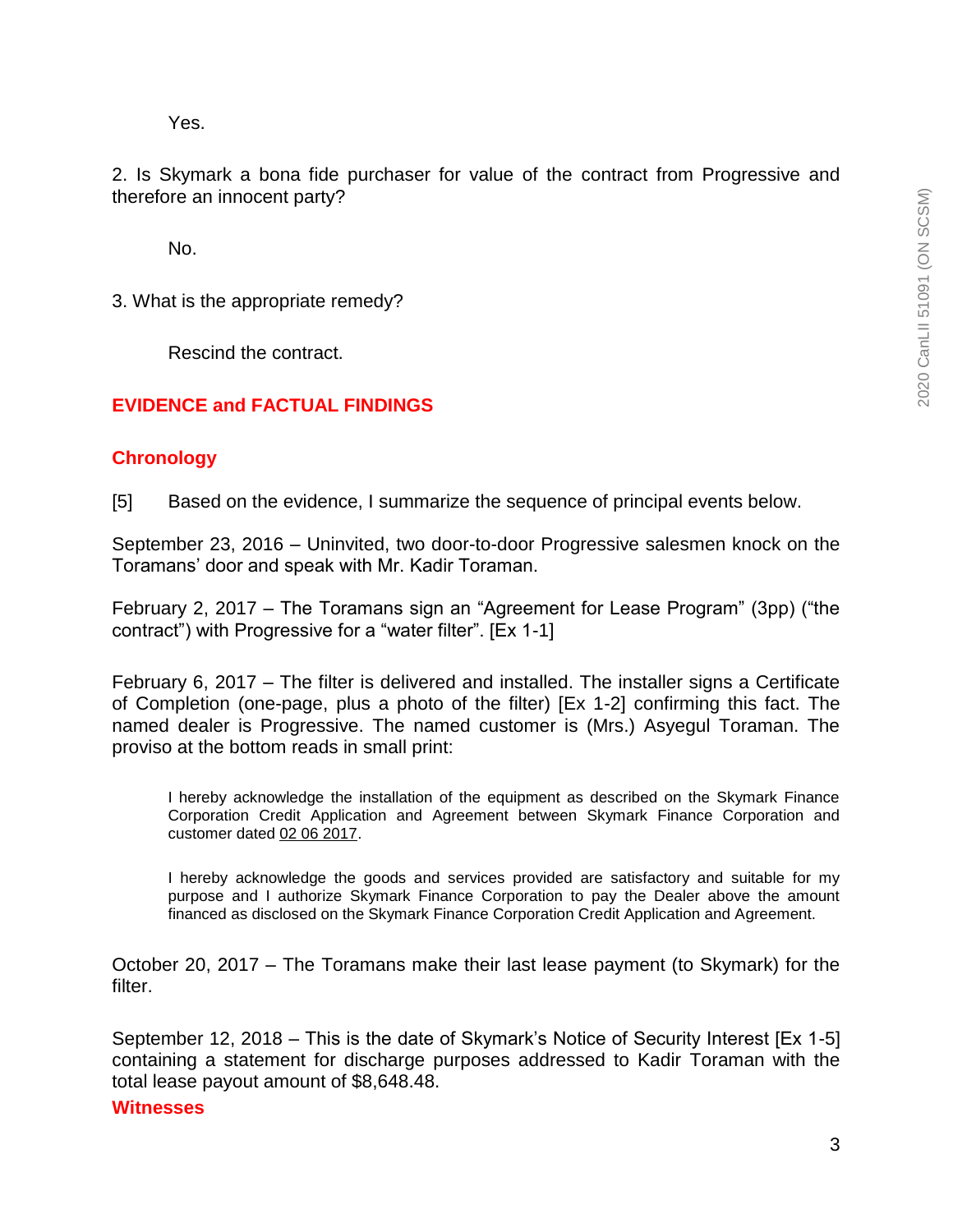Yes.

2. Is Skymark a bona fide purchaser for value of the contract from Progressive and therefore an innocent party?

No.

3. What is the appropriate remedy?

Rescind the contract.

## EVIDENCE and FACTUAL FINDINGS

### Chronology

[5] Based on the evidence, I summarize the sequence of principal events below.

September 23, 2016 – Uninvited, two door-to-door Progressive salesmen knock on the Toramans' door and speak with Mr. Kadir Toraman.

February 2, 2017 – The Toramans sign an "Agreement for Lease Program" (3pp) ("the contract") with Progressive for a "water filter". [Ex 1-1]

February 6, 2017 – The filter is delivered and installed. The installer signs a Certificate of Completion (one-page, plus a photo of the filter) [Ex 1-2] confirming this fact. The named dealer is Progressive. The named customer is (Mrs.) Asyegul Toraman. The proviso at the bottom reads in small print:

> I hereby acknowledge the installation of the equipment as described on the Skymark Finance Corporation Credit Application and Agreement between Skymark Finance Corporation and customer dated 02 06 2017.
>
> I hereby acknowledge the goods and services provided are satisfactory and suitable for my purpose and I authorize Skymark Finance Corporation to pay the Dealer above the amount financed as disclosed on the Skymark Finance Corporation Credit Application and Agreement.

October 20, 2017 – The Toramans make their last lease payment (to Skymark) for the filter.

September 12, 2018 – This is the date of Skymark's Notice of Security Interest [Ex 1-5] containing a statement for discharge purposes addressed to Kadir Toraman with the total lease payout amount of $8,648.48.

### Witnesses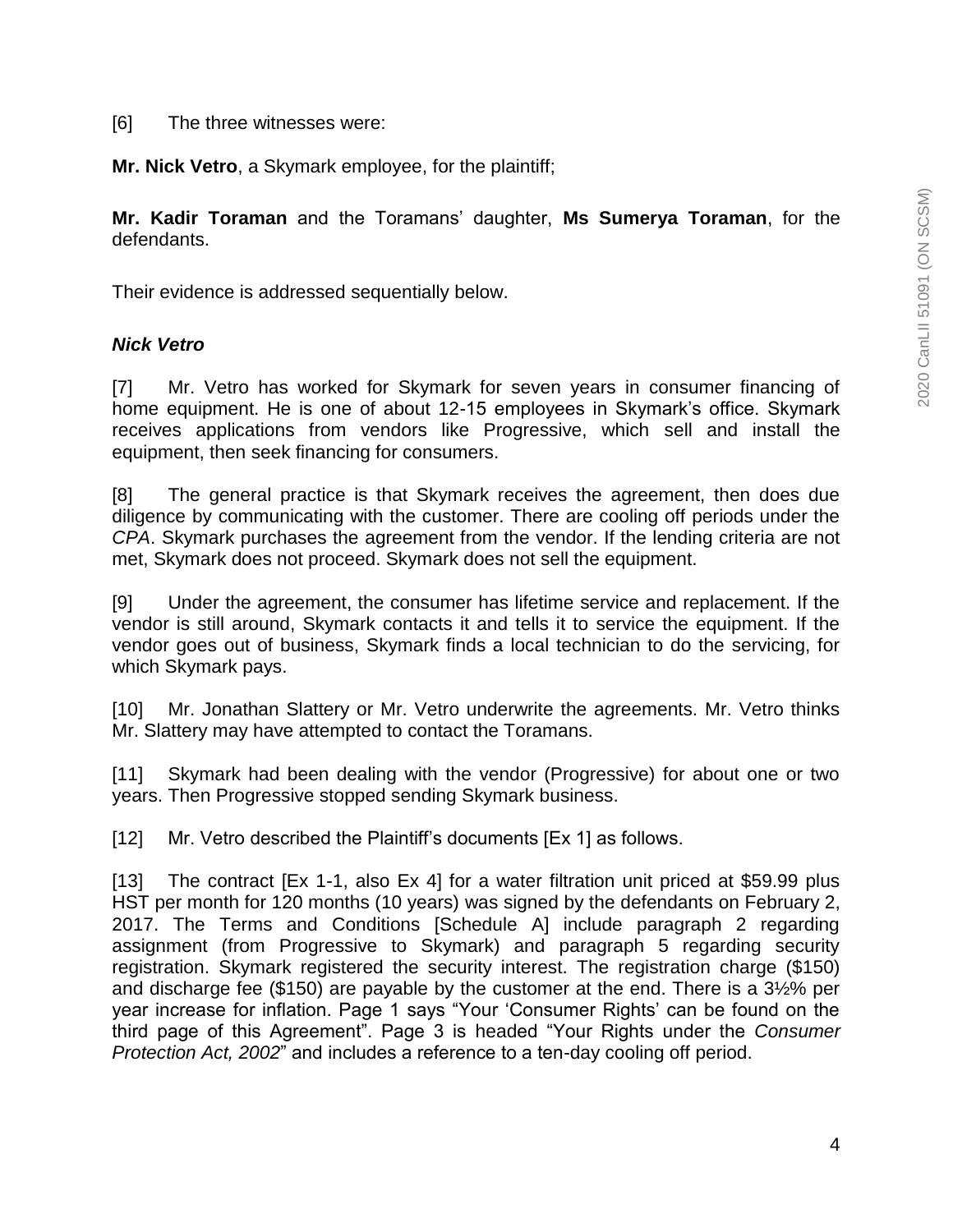[6] The three witnesses were:

**Mr. Nick Vetro**, a Skymark employee, for the plaintiff;

**Mr. Kadir Toraman** and the Toramans' daughter, **Ms Sumerya Toraman**, for the defendants.

Their evidence is addressed sequentially below.

***Nick Vetro***

[7] Mr. Vetro has worked for Skymark for seven years in consumer financing of home equipment. He is one of about 12-15 employees in Skymark's office. Skymark receives applications from vendors like Progressive, which sell and install the equipment, then seek financing for consumers.

[8] The general practice is that Skymark receives the agreement, then does due diligence by communicating with the customer. There are cooling off periods under the *CPA*. Skymark purchases the agreement from the vendor. If the lending criteria are not met, Skymark does not proceed. Skymark does not sell the equipment.

[9] Under the agreement, the consumer has lifetime service and replacement. If the vendor is still around, Skymark contacts it and tells it to service the equipment. If the vendor goes out of business, Skymark finds a local technician to do the servicing, for which Skymark pays.

[10] Mr. Jonathan Slattery or Mr. Vetro underwrite the agreements. Mr. Vetro thinks Mr. Slattery may have attempted to contact the Toramans.

[11] Skymark had been dealing with the vendor (Progressive) for about one or two years. Then Progressive stopped sending Skymark business.

[12] Mr. Vetro described the Plaintiff's documents [Ex 1] as follows.

[13] The contract [Ex 1-1, also Ex 4] for a water filtration unit priced at $59.99 plus HST per month for 120 months (10 years) was signed by the defendants on February 2, 2017. The Terms and Conditions [Schedule A] include paragraph 2 regarding assignment (from Progressive to Skymark) and paragraph 5 regarding security registration. Skymark registered the security interest. The registration charge ($150) and discharge fee ($150) are payable by the customer at the end. There is a 3½% per year increase for inflation. Page 1 says "Your 'Consumer Rights' can be found on the third page of this Agreement". Page 3 is headed "Your Rights under the *Consumer Protection Act, 2002*" and includes a reference to a ten-day cooling off period.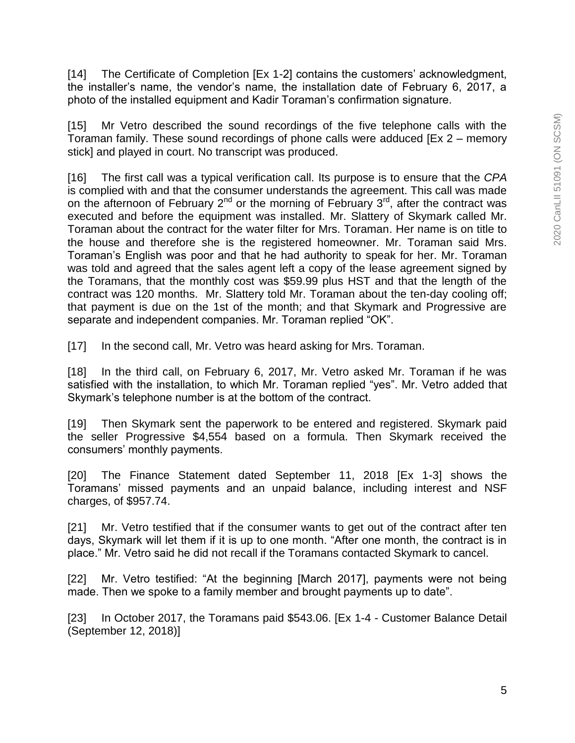[14] The Certificate of Completion [Ex 1-2] contains the customers' acknowledgment, the installer's name, the vendor's name, the installation date of February 6, 2017, a photo of the installed equipment and Kadir Toraman's confirmation signature.

[15] Mr Vetro described the sound recordings of the five telephone calls with the Toraman family. These sound recordings of phone calls were adduced [Ex 2 – memory stick] and played in court. No transcript was produced.

[16] The first call was a typical verification call. Its purpose is to ensure that the *CPA* is complied with and that the consumer understands the agreement. This call was made on the afternoon of February 2nd or the morning of February 3rd, after the contract was executed and before the equipment was installed. Mr. Slattery of Skymark called Mr. Toraman about the contract for the water filter for Mrs. Toraman. Her name is on title to the house and therefore she is the registered homeowner. Mr. Toraman said Mrs. Toraman's English was poor and that he had authority to speak for her. Mr. Toraman was told and agreed that the sales agent left a copy of the lease agreement signed by the Toramans, that the monthly cost was $59.99 plus HST and that the length of the contract was 120 months. Mr. Slattery told Mr. Toraman about the ten-day cooling off; that payment is due on the 1st of the month; and that Skymark and Progressive are separate and independent companies. Mr. Toraman replied "OK".

[17] In the second call, Mr. Vetro was heard asking for Mrs. Toraman.

[18] In the third call, on February 6, 2017, Mr. Vetro asked Mr. Toraman if he was satisfied with the installation, to which Mr. Toraman replied "yes". Mr. Vetro added that Skymark's telephone number is at the bottom of the contract.

[19] Then Skymark sent the paperwork to be entered and registered. Skymark paid the seller Progressive $4,554 based on a formula. Then Skymark received the consumers' monthly payments.

[20] The Finance Statement dated September 11, 2018 [Ex 1-3] shows the Toramans' missed payments and an unpaid balance, including interest and NSF charges, of $957.74.

[21] Mr. Vetro testified that if the consumer wants to get out of the contract after ten days, Skymark will let them if it is up to one month. "After one month, the contract is in place." Mr. Vetro said he did not recall if the Toramans contacted Skymark to cancel.

[22] Mr. Vetro testified: "At the beginning [March 2017], payments were not being made. Then we spoke to a family member and brought payments up to date".

[23] In October 2017, the Toramans paid $543.06. [Ex 1-4 - Customer Balance Detail (September 12, 2018)]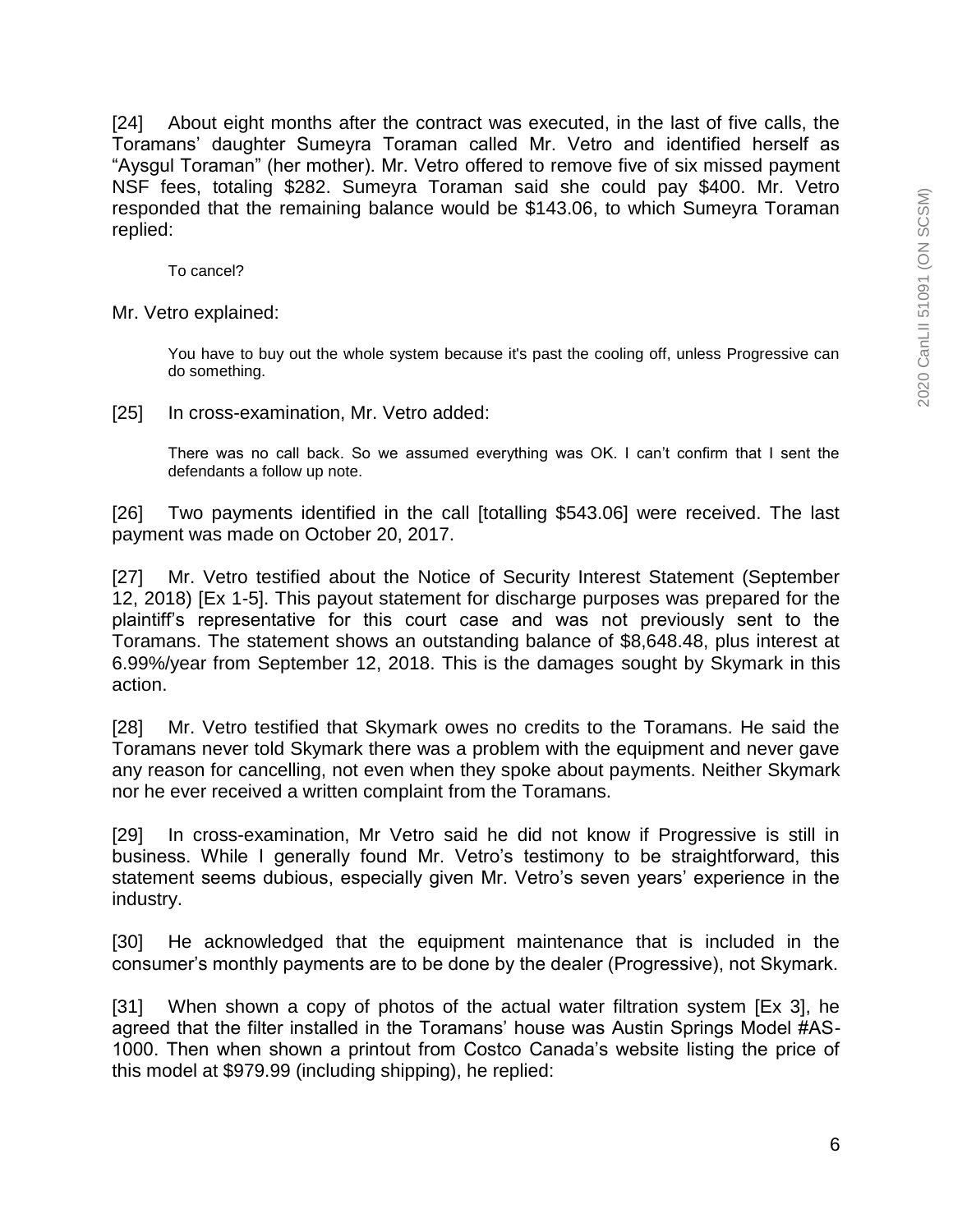[24] About eight months after the contract was executed, in the last of five calls, the Toramans' daughter Sumeyra Toraman called Mr. Vetro and identified herself as "Aysgul Toraman" (her mother). Mr. Vetro offered to remove five of six missed payment NSF fees, totaling $282. Sumeyra Toraman said she could pay $400. Mr. Vetro responded that the remaining balance would be $143.06, to which Sumeyra Toraman replied:

> To cancel?

Mr. Vetro explained:

> You have to buy out the whole system because it's past the cooling off, unless Progressive can do something.

[25] In cross-examination, Mr. Vetro added:

> There was no call back. So we assumed everything was OK. I can't confirm that I sent the defendants a follow up note.

[26] Two payments identified in the call [totalling $543.06] were received. The last payment was made on October 20, 2017.

[27] Mr. Vetro testified about the Notice of Security Interest Statement (September 12, 2018) [Ex 1-5]. This payout statement for discharge purposes was prepared for the plaintiff's representative for this court case and was not previously sent to the Toramans. The statement shows an outstanding balance of $8,648.48, plus interest at 6.99%/year from September 12, 2018. This is the damages sought by Skymark in this action.

[28] Mr. Vetro testified that Skymark owes no credits to the Toramans. He said the Toramans never told Skymark there was a problem with the equipment and never gave any reason for cancelling, not even when they spoke about payments. Neither Skymark nor he ever received a written complaint from the Toramans.

[29] In cross-examination, Mr Vetro said he did not know if Progressive is still in business. While I generally found Mr. Vetro's testimony to be straightforward, this statement seems dubious, especially given Mr. Vetro's seven years' experience in the industry.

[30] He acknowledged that the equipment maintenance that is included in the consumer's monthly payments are to be done by the dealer (Progressive), not Skymark.

[31] When shown a copy of photos of the actual water filtration system [Ex 3], he agreed that the filter installed in the Toramans' house was Austin Springs Model #AS-1000. Then when shown a printout from Costco Canada's website listing the price of this model at $979.99 (including shipping), he replied: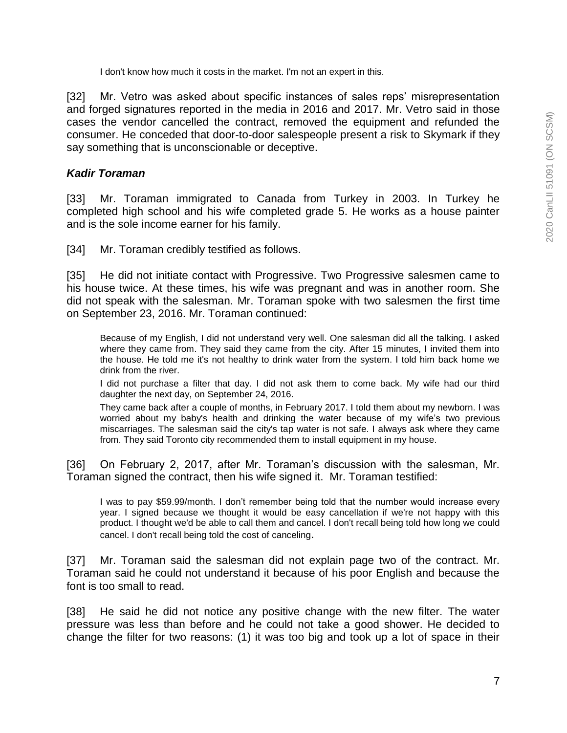> I don't know how much it costs in the market. I'm not an expert in this.

[32] Mr. Vetro was asked about specific instances of sales reps' misrepresentation and forged signatures reported in the media in 2016 and 2017. Mr. Vetro said in those cases the vendor cancelled the contract, removed the equipment and refunded the consumer. He conceded that door-to-door salespeople present a risk to Skymark if they say something that is unconscionable or deceptive.

### *Kadir Toraman*

[33] Mr. Toraman immigrated to Canada from Turkey in 2003. In Turkey he completed high school and his wife completed grade 5. He works as a house painter and is the sole income earner for his family.

[34] Mr. Toraman credibly testified as follows.

[35] He did not initiate contact with Progressive. Two Progressive salesmen came to his house twice. At these times, his wife was pregnant and was in another room. She did not speak with the salesman. Mr. Toraman spoke with two salesmen the first time on September 23, 2016. Mr. Toraman continued:

> Because of my English, I did not understand very well. One salesman did all the talking. I asked where they came from. They said they came from the city. After 15 minutes, I invited them into the house. He told me it's not healthy to drink water from the system. I told him back home we drink from the river.
>
> I did not purchase a filter that day. I did not ask them to come back. My wife had our third daughter the next day, on September 24, 2016.
>
> They came back after a couple of months, in February 2017. I told them about my newborn. I was worried about my baby's health and drinking the water because of my wife's two previous miscarriages. The salesman said the city's tap water is not safe. I always ask where they came from. They said Toronto city recommended them to install equipment in my house.

[36] On February 2, 2017, after Mr. Toraman's discussion with the salesman, Mr. Toraman signed the contract, then his wife signed it. Mr. Toraman testified:

> I was to pay $59.99/month. I don't remember being told that the number would increase every year. I signed because we thought it would be easy cancellation if we're not happy with this product. I thought we'd be able to call them and cancel. I don't recall being told how long we could cancel. I don't recall being told the cost of canceling.

[37] Mr. Toraman said the salesman did not explain page two of the contract. Mr. Toraman said he could not understand it because of his poor English and because the font is too small to read.

[38] He said he did not notice any positive change with the new filter. The water pressure was less than before and he could not take a good shower. He decided to change the filter for two reasons: (1) it was too big and took up a lot of space in their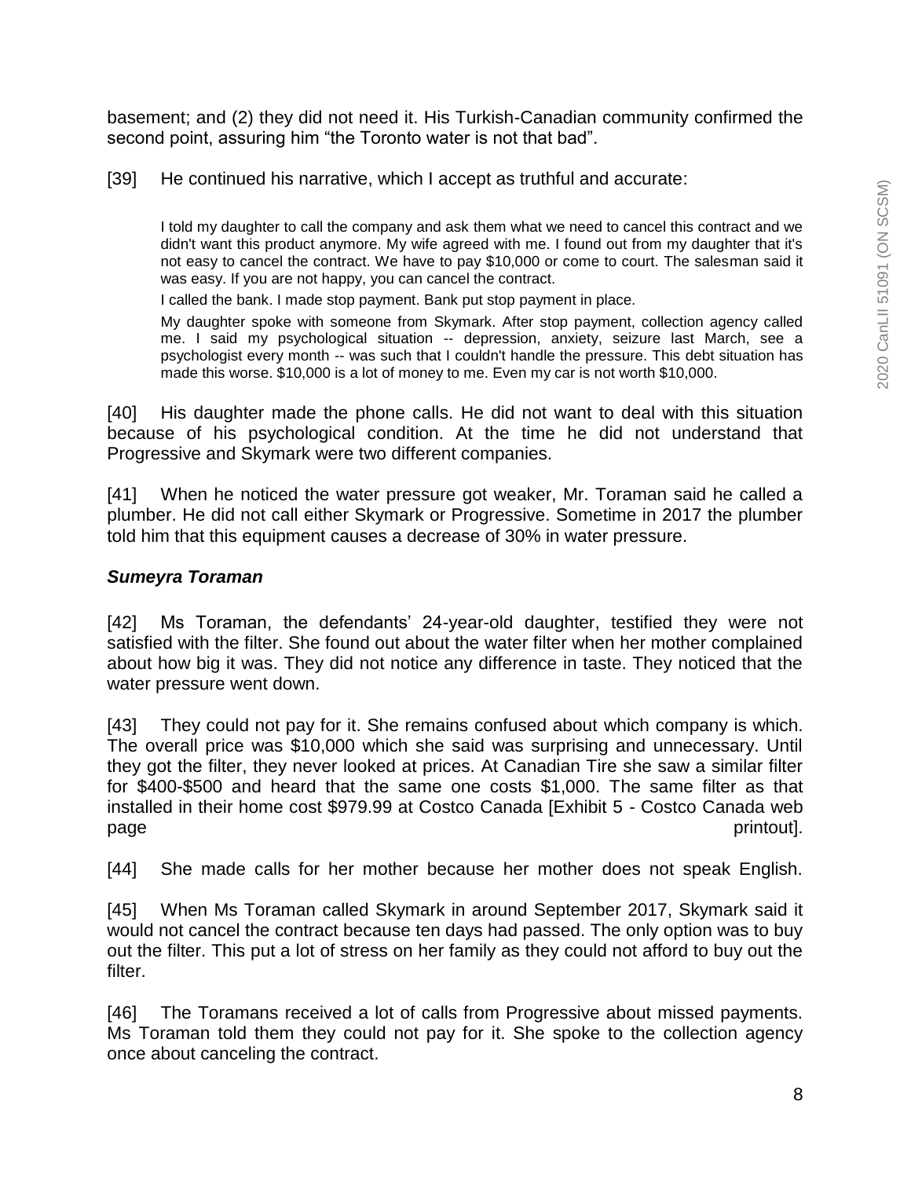basement; and (2) they did not need it. His Turkish-Canadian community confirmed the second point, assuring him "the Toronto water is not that bad".

[39] He continued his narrative, which I accept as truthful and accurate:

> I told my daughter to call the company and ask them what we need to cancel this contract and we didn't want this product anymore. My wife agreed with me. I found out from my daughter that it's not easy to cancel the contract. We have to pay $10,000 or come to court. The salesman said it was easy. If you are not happy, you can cancel the contract.
>
> I called the bank. I made stop payment. Bank put stop payment in place.
>
> My daughter spoke with someone from Skymark. After stop payment, collection agency called me. I said my psychological situation -- depression, anxiety, seizure last March, see a psychologist every month -- was such that I couldn't handle the pressure. This debt situation has made this worse. $10,000 is a lot of money to me. Even my car is not worth $10,000.

[40] His daughter made the phone calls. He did not want to deal with this situation because of his psychological condition. At the time he did not understand that Progressive and Skymark were two different companies.

[41] When he noticed the water pressure got weaker, Mr. Toraman said he called a plumber. He did not call either Skymark or Progressive. Sometime in 2017 the plumber told him that this equipment causes a decrease of 30% in water pressure.

### *Sumeyra Toraman*

[42] Ms Toraman, the defendants' 24-year-old daughter, testified they were not satisfied with the filter. She found out about the water filter when her mother complained about how big it was. They did not notice any difference in taste. They noticed that the water pressure went down.

[43] They could not pay for it. She remains confused about which company is which. The overall price was $10,000 which she said was surprising and unnecessary. Until they got the filter, they never looked at prices. At Canadian Tire she saw a similar filter for $400-$500 and heard that the same one costs $1,000. The same filter as that installed in their home cost $979.99 at Costco Canada [Exhibit 5 - Costco Canada web page printout].

[44] She made calls for her mother because her mother does not speak English.

[45] When Ms Toraman called Skymark in around September 2017, Skymark said it would not cancel the contract because ten days had passed. The only option was to buy out the filter. This put a lot of stress on her family as they could not afford to buy out the filter.

[46] The Toramans received a lot of calls from Progressive about missed payments. Ms Toraman told them they could not pay for it. She spoke to the collection agency once about canceling the contract.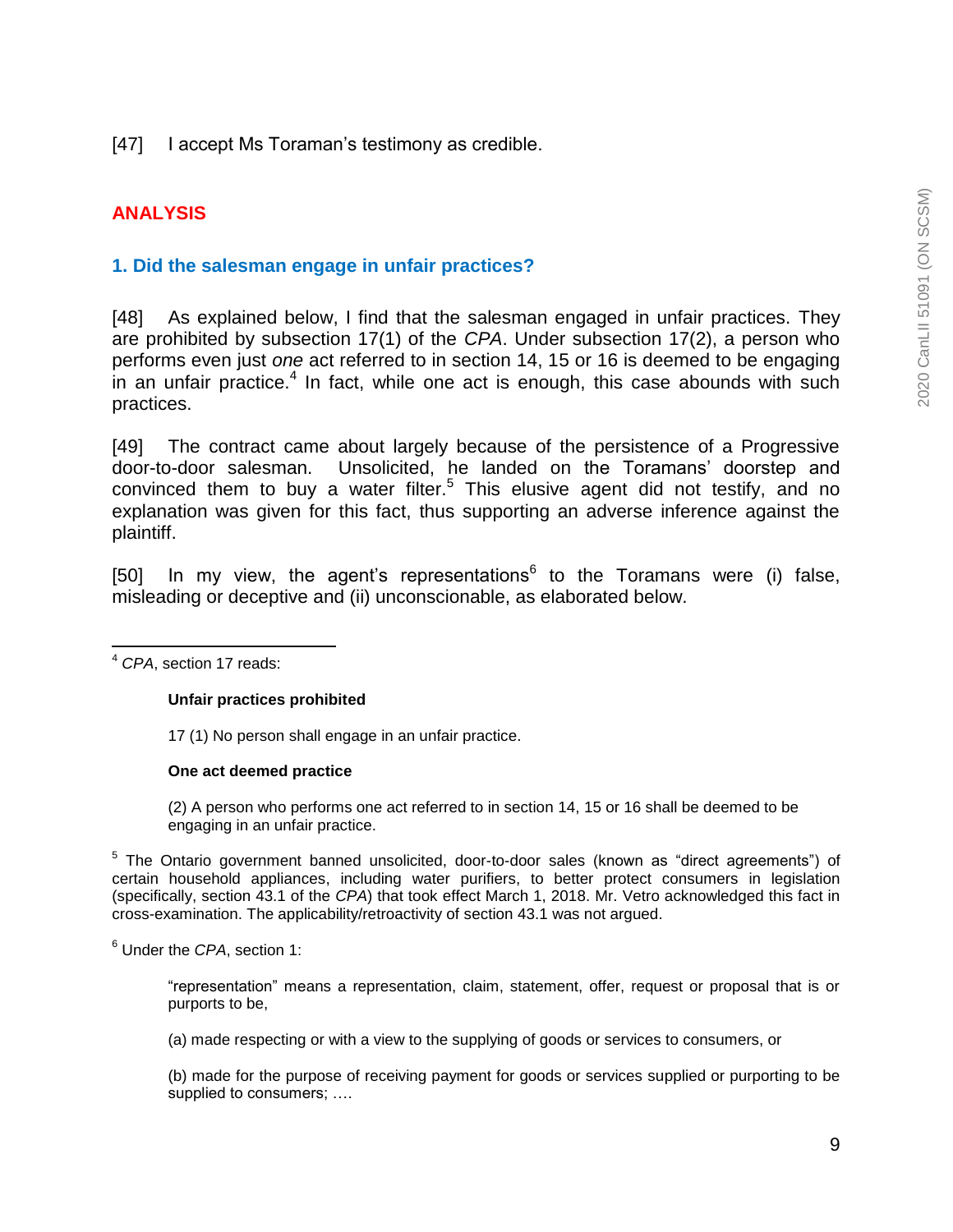[47] I accept Ms Toraman's testimony as credible.

## ANALYSIS

### 1. Did the salesman engage in unfair practices?

[48] As explained below, I find that the salesman engaged in unfair practices. They are prohibited by subsection 17(1) of the *CPA*. Under subsection 17(2), a person who performs even just *one* act referred to in section 14, 15 or 16 is deemed to be engaging in an unfair practice.[4] In fact, while one act is enough, this case abounds with such practices.

[49] The contract came about largely because of the persistence of a Progressive door-to-door salesman. Unsolicited, he landed on the Toramans' doorstep and convinced them to buy a water filter.[5] This elusive agent did not testify, and no explanation was given for this fact, thus supporting an adverse inference against the plaintiff.

[50] In my view, the agent's representations[6] to the Toramans were (i) false, misleading or deceptive and (ii) unconscionable, as elaborated below.

---

[4] *CPA*, section 17 reads:

> **Unfair practices prohibited**
>
> 17 (1) No person shall engage in an unfair practice.
>
> **One act deemed practice**
>
> (2) A person who performs one act referred to in section 14, 15 or 16 shall be deemed to be engaging in an unfair practice.

[5] The Ontario government banned unsolicited, door-to-door sales (known as "direct agreements") of certain household appliances, including water purifiers, to better protect consumers in legislation (specifically, section 43.1 of the *CPA*) that took effect March 1, 2018. Mr. Vetro acknowledged this fact in cross-examination. The applicability/retroactivity of section 43.1 was not argued.

[6] Under the *CPA*, section 1:

> "representation" means a representation, claim, statement, offer, request or proposal that is or purports to be,
>
> (a) made respecting or with a view to the supplying of goods or services to consumers, or
>
> (b) made for the purpose of receiving payment for goods or services supplied or purporting to be supplied to consumers; ….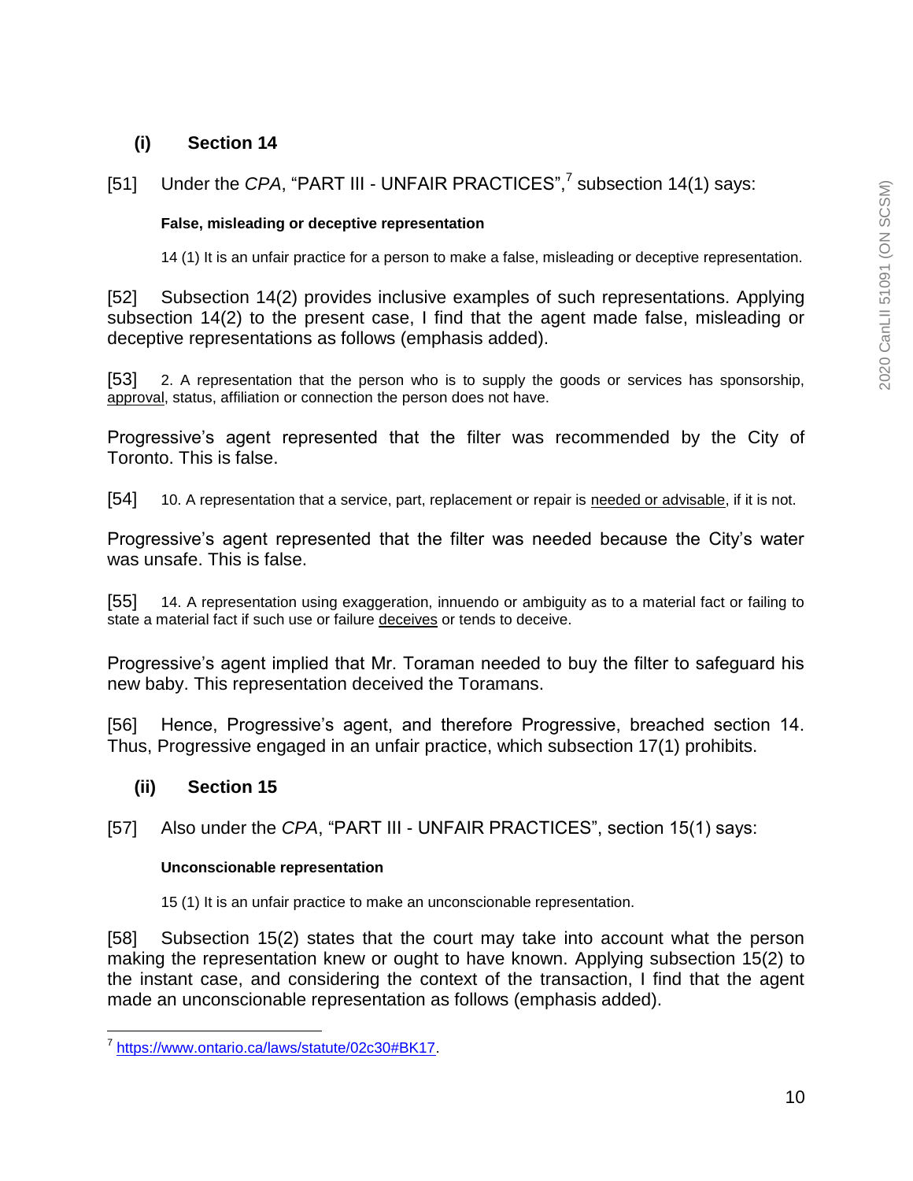### (i) Section 14

[51] Under the *CPA*, "PART III - UNFAIR PRACTICES",[7] subsection 14(1) says:

> **False, misleading or deceptive representation**
>
> 14 (1) It is an unfair practice for a person to make a false, misleading or deceptive representation.

[52] Subsection 14(2) provides inclusive examples of such representations. Applying subsection 14(2) to the present case, I find that the agent made false, misleading or deceptive representations as follows (emphasis added).

[53] 2. A representation that the person who is to supply the goods or services has sponsorship, <u>approval</u>, status, affiliation or connection the person does not have.

Progressive's agent represented that the filter was recommended by the City of Toronto. This is false.

[54] 10. A representation that a service, part, replacement or repair is <u>needed or advisable</u>, if it is not.

Progressive's agent represented that the filter was needed because the City's water was unsafe. This is false.

[55] 14. A representation using exaggeration, innuendo or ambiguity as to a material fact or failing to state a material fact if such use or failure <u>deceives</u> or tends to deceive.

Progressive's agent implied that Mr. Toraman needed to buy the filter to safeguard his new baby. This representation deceived the Toramans.

[56] Hence, Progressive's agent, and therefore Progressive, breached section 14. Thus, Progressive engaged in an unfair practice, which subsection 17(1) prohibits.

### (ii) Section 15

[57] Also under the *CPA*, "PART III - UNFAIR PRACTICES", section 15(1) says:

> **Unconscionable representation**
>
> 15 (1) It is an unfair practice to make an unconscionable representation.

[58] Subsection 15(2) states that the court may take into account what the person making the representation knew or ought to have known. Applying subsection 15(2) to the instant case, and considering the context of the transaction, I find that the agent made an unconscionable representation as follows (emphasis added).

---

[7] https://www.ontario.ca/laws/statute/02c30#BK17.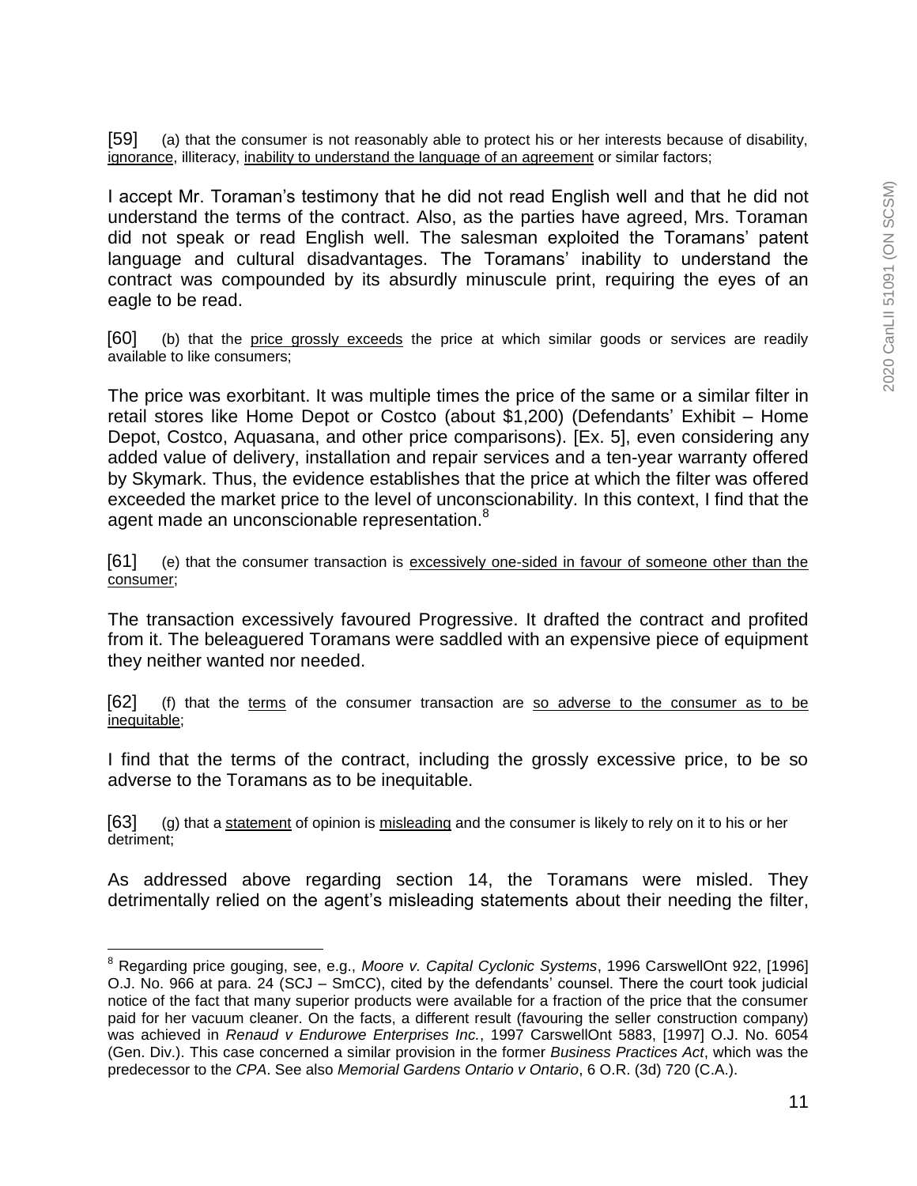[59] (a) that the consumer is not reasonably able to protect his or her interests because of disability, <u>ignorance</u>, illiteracy, <u>inability to understand the language of an agreement</u> or similar factors;

I accept Mr. Toraman's testimony that he did not read English well and that he did not understand the terms of the contract. Also, as the parties have agreed, Mrs. Toraman did not speak or read English well. The salesman exploited the Toramans' patent language and cultural disadvantages. The Toramans' inability to understand the contract was compounded by its absurdly minuscule print, requiring the eyes of an eagle to be read.

[60] (b) that the <u>price grossly exceeds</u> the price at which similar goods or services are readily available to like consumers;

The price was exorbitant. It was multiple times the price of the same or a similar filter in retail stores like Home Depot or Costco (about $1,200) (Defendants' Exhibit – Home Depot, Costco, Aquasana, and other price comparisons). [Ex. 5], even considering any added value of delivery, installation and repair services and a ten-year warranty offered by Skymark. Thus, the evidence establishes that the price at which the filter was offered exceeded the market price to the level of unconscionability. In this context, I find that the agent made an unconscionable representation.[8]

[61] (e) that the consumer transaction is <u>excessively one-sided in favour of someone other than the consumer</u>;

The transaction excessively favoured Progressive. It drafted the contract and profited from it. The beleaguered Toramans were saddled with an expensive piece of equipment they neither wanted nor needed.

[62] (f) that the <u>terms</u> of the consumer transaction are <u>so adverse to the consumer as to be inequitable</u>;

I find that the terms of the contract, including the grossly excessive price, to be so adverse to the Toramans as to be inequitable.

[63] (g) that a <u>statement</u> of opinion is <u>misleading</u> and the consumer is likely to rely on it to his or her detriment;

As addressed above regarding section 14, the Toramans were misled. They detrimentally relied on the agent's misleading statements about their needing the filter,

---

[8] Regarding price gouging, see, e.g., *Moore v. Capital Cyclonic Systems*, 1996 CarswellOnt 922, [1996] O.J. No. 966 at para. 24 (SCJ – SmCC), cited by the defendants' counsel. There the court took judicial notice of the fact that many superior products were available for a fraction of the price that the consumer paid for her vacuum cleaner. On the facts, a different result (favouring the seller construction company) was achieved in *Renaud v Endurowe Enterprises Inc.*, 1997 CarswellOnt 5883, [1997] O.J. No. 6054 (Gen. Div.). This case concerned a similar provision in the former *Business Practices Act*, which was the predecessor to the *CPA*. See also *Memorial Gardens Ontario v Ontario*, 6 O.R. (3d) 720 (C.A.).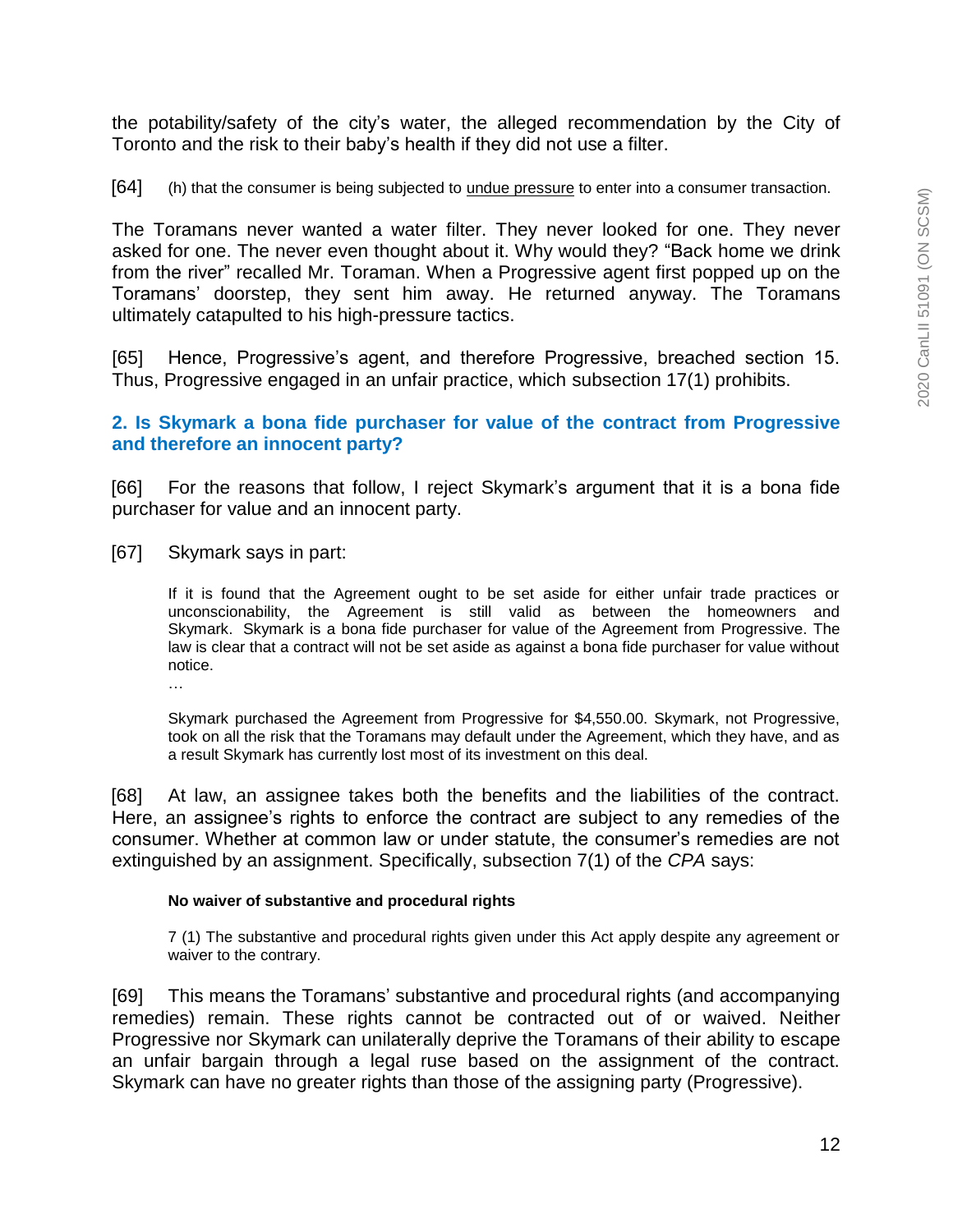the potability/safety of the city's water, the alleged recommendation by the City of Toronto and the risk to their baby's health if they did not use a filter.

[64] (h) that the consumer is being subjected to undue pressure to enter into a consumer transaction.

The Toramans never wanted a water filter. They never looked for one. They never asked for one. The never even thought about it. Why would they? "Back home we drink from the river" recalled Mr. Toraman. When a Progressive agent first popped up on the Toramans' doorstep, they sent him away. He returned anyway. The Toramans ultimately catapulted to his high-pressure tactics.

[65] Hence, Progressive's agent, and therefore Progressive, breached section 15. Thus, Progressive engaged in an unfair practice, which subsection 17(1) prohibits.

### 2. Is Skymark a bona fide purchaser for value of the contract from Progressive and therefore an innocent party?

[66] For the reasons that follow, I reject Skymark's argument that it is a bona fide purchaser for value and an innocent party.

[67] Skymark says in part:

> If it is found that the Agreement ought to be set aside for either unfair trade practices or unconscionability, the Agreement is still valid as between the homeowners and Skymark. Skymark is a bona fide purchaser for value of the Agreement from Progressive. The law is clear that a contract will not be set aside as against a bona fide purchaser for value without notice.
>
> …
>
> Skymark purchased the Agreement from Progressive for $4,550.00. Skymark, not Progressive, took on all the risk that the Toramans may default under the Agreement, which they have, and as a result Skymark has currently lost most of its investment on this deal.

[68] At law, an assignee takes both the benefits and the liabilities of the contract. Here, an assignee's rights to enforce the contract are subject to any remedies of the consumer. Whether at common law or under statute, the consumer's remedies are not extinguished by an assignment. Specifically, subsection 7(1) of the *CPA* says:

> **No waiver of substantive and procedural rights**
>
> 7 (1) The substantive and procedural rights given under this Act apply despite any agreement or waiver to the contrary.

[69] This means the Toramans' substantive and procedural rights (and accompanying remedies) remain. These rights cannot be contracted out of or waived. Neither Progressive nor Skymark can unilaterally deprive the Toramans of their ability to escape an unfair bargain through a legal ruse based on the assignment of the contract. Skymark can have no greater rights than those of the assigning party (Progressive).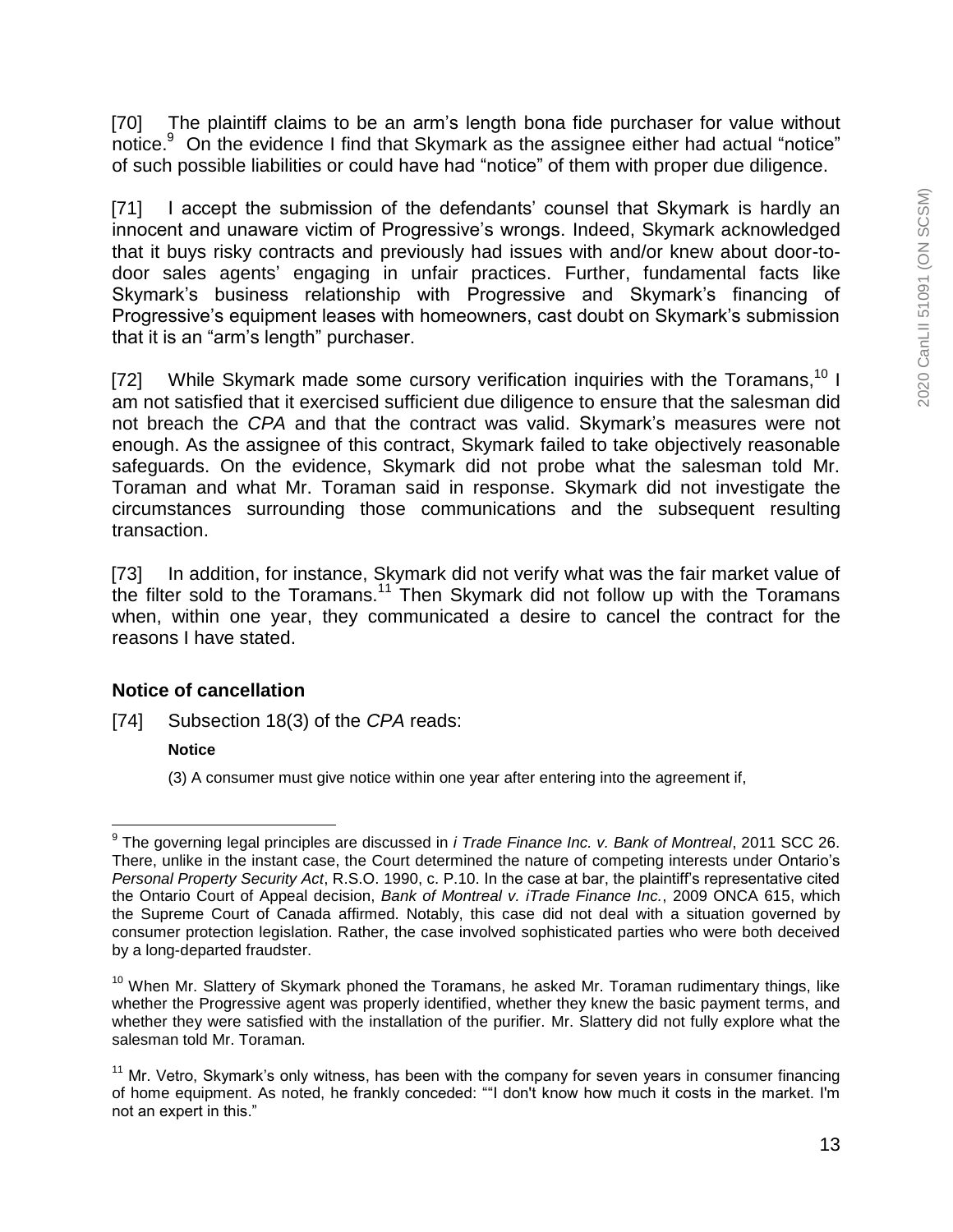[70] The plaintiff claims to be an arm's length bona fide purchaser for value without notice.[9] On the evidence I find that Skymark as the assignee either had actual "notice" of such possible liabilities or could have had "notice" of them with proper due diligence.

[71] I accept the submission of the defendants' counsel that Skymark is hardly an innocent and unaware victim of Progressive's wrongs. Indeed, Skymark acknowledged that it buys risky contracts and previously had issues with and/or knew about door-to-door sales agents' engaging in unfair practices. Further, fundamental facts like Skymark's business relationship with Progressive and Skymark's financing of Progressive's equipment leases with homeowners, cast doubt on Skymark's submission that it is an "arm's length" purchaser.

[72] While Skymark made some cursory verification inquiries with the Toramans,[10] I am not satisfied that it exercised sufficient due diligence to ensure that the salesman did not breach the *CPA* and that the contract was valid. Skymark's measures were not enough. As the assignee of this contract, Skymark failed to take objectively reasonable safeguards. On the evidence, Skymark did not probe what the salesman told Mr. Toraman and what Mr. Toraman said in response. Skymark did not investigate the circumstances surrounding those communications and the subsequent resulting transaction.

[73] In addition, for instance, Skymark did not verify what was the fair market value of the filter sold to the Toramans.[11] Then Skymark did not follow up with the Toramans when, within one year, they communicated a desire to cancel the contract for the reasons I have stated.

### Notice of cancellation

[74] Subsection 18(3) of the *CPA* reads:

> **Notice**
>
> (3) A consumer must give notice within one year after entering into the agreement if,

---

[9] The governing legal principles are discussed in *i Trade Finance Inc. v. Bank of Montreal*, 2011 SCC 26. There, unlike in the instant case, the Court determined the nature of competing interests under Ontario's *Personal Property Security Act*, R.S.O. 1990, c. P.10. In the case at bar, the plaintiff's representative cited the Ontario Court of Appeal decision, *Bank of Montreal v. iTrade Finance Inc.*, 2009 ONCA 615, which the Supreme Court of Canada affirmed. Notably, this case did not deal with a situation governed by consumer protection legislation. Rather, the case involved sophisticated parties who were both deceived by a long-departed fraudster.

[10] When Mr. Slattery of Skymark phoned the Toramans, he asked Mr. Toraman rudimentary things, like whether the Progressive agent was properly identified, whether they knew the basic payment terms, and whether they were satisfied with the installation of the purifier. Mr. Slattery did not fully explore what the salesman told Mr. Toraman.

[11] Mr. Vetro, Skymark's only witness, has been with the company for seven years in consumer financing of home equipment. As noted, he frankly conceded: ""I don't know how much it costs in the market. I'm not an expert in this."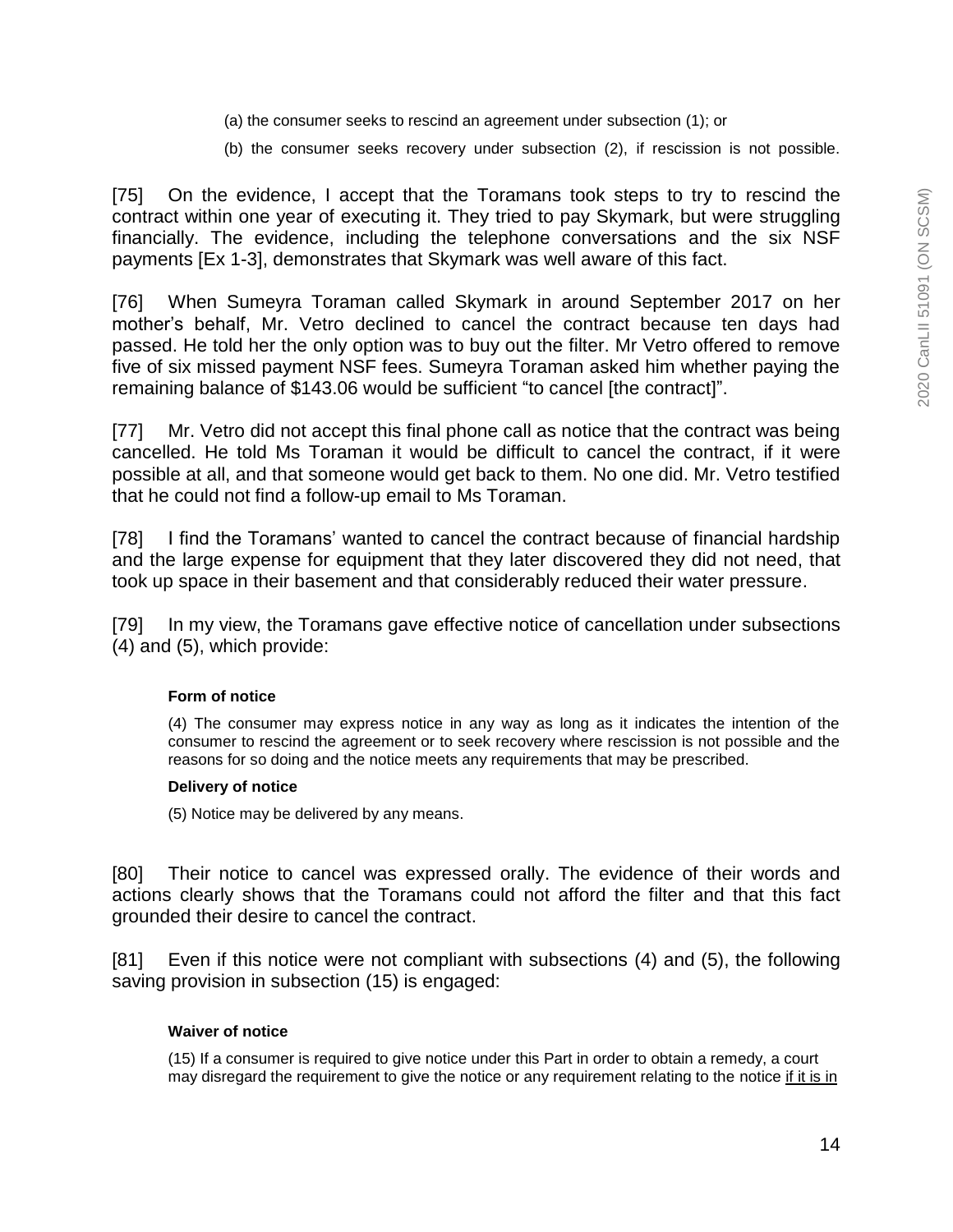(a) the consumer seeks to rescind an agreement under subsection (1); or

(b) the consumer seeks recovery under subsection (2), if rescission is not possible.

[75] On the evidence, I accept that the Toramans took steps to try to rescind the contract within one year of executing it. They tried to pay Skymark, but were struggling financially. The evidence, including the telephone conversations and the six NSF payments [Ex 1-3], demonstrates that Skymark was well aware of this fact.

[76] When Sumeyra Toraman called Skymark in around September 2017 on her mother's behalf, Mr. Vetro declined to cancel the contract because ten days had passed. He told her the only option was to buy out the filter. Mr Vetro offered to remove five of six missed payment NSF fees. Sumeyra Toraman asked him whether paying the remaining balance of $143.06 would be sufficient "to cancel [the contract]".

[77] Mr. Vetro did not accept this final phone call as notice that the contract was being cancelled. He told Ms Toraman it would be difficult to cancel the contract, if it were possible at all, and that someone would get back to them. No one did. Mr. Vetro testified that he could not find a follow-up email to Ms Toraman.

[78] I find the Toramans' wanted to cancel the contract because of financial hardship and the large expense for equipment that they later discovered they did not need, that took up space in their basement and that considerably reduced their water pressure.

[79] In my view, the Toramans gave effective notice of cancellation under subsections (4) and (5), which provide:

> **Form of notice**
>
> (4) The consumer may express notice in any way as long as it indicates the intention of the consumer to rescind the agreement or to seek recovery where rescission is not possible and the reasons for so doing and the notice meets any requirements that may be prescribed.
>
> **Delivery of notice**
>
> (5) Notice may be delivered by any means.

[80] Their notice to cancel was expressed orally. The evidence of their words and actions clearly shows that the Toramans could not afford the filter and that this fact grounded their desire to cancel the contract.

[81] Even if this notice were not compliant with subsections (4) and (5), the following saving provision in subsection (15) is engaged:

> **Waiver of notice**
>
> (15) If a consumer is required to give notice under this Part in order to obtain a remedy, a court may disregard the requirement to give the notice or any requirement relating to the notice <u>if it is in</u>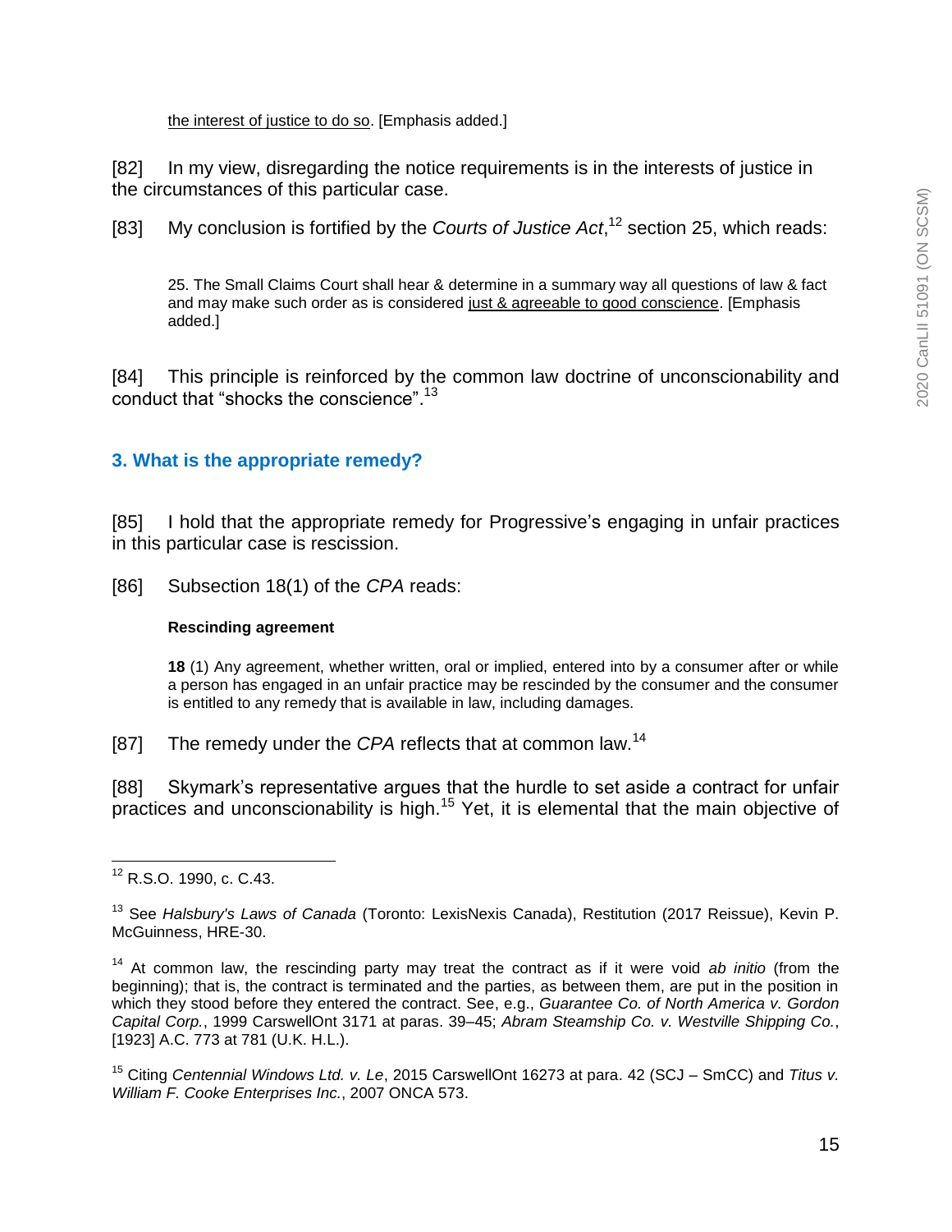the interest of justice to do so. [Emphasis added.]

[82] In my view, disregarding the notice requirements is in the interests of justice in the circumstances of this particular case.

[83] My conclusion is fortified by the *Courts of Justice Act*,[12] section 25, which reads:

> 25. The Small Claims Court shall hear & determine in a summary way all questions of law & fact and may make such order as is considered just & agreeable to good conscience. [Emphasis added.]

[84] This principle is reinforced by the common law doctrine of unconscionability and conduct that "shocks the conscience".[13]

### 3. What is the appropriate remedy?

[85] I hold that the appropriate remedy for Progressive's engaging in unfair practices in this particular case is rescission.

[86] Subsection 18(1) of the *CPA* reads:

> **Rescinding agreement**
>
> **18** (1) Any agreement, whether written, oral or implied, entered into by a consumer after or while a person has engaged in an unfair practice may be rescinded by the consumer and the consumer is entitled to any remedy that is available in law, including damages.

[87] The remedy under the *CPA* reflects that at common law.[14]

[88] Skymark's representative argues that the hurdle to set aside a contract for unfair practices and unconscionability is high.[15] Yet, it is elemental that the main objective of

---

[12] R.S.O. 1990, c. C.43.

[13] See *Halsbury's Laws of Canada* (Toronto: LexisNexis Canada), Restitution (2017 Reissue), Kevin P. McGuinness, HRE-30.

[14] At common law, the rescinding party may treat the contract as if it were void *ab initio* (from the beginning); that is, the contract is terminated and the parties, as between them, are put in the position in which they stood before they entered the contract. See, e.g., *Guarantee Co. of North America v. Gordon Capital Corp.*, 1999 CarswellOnt 3171 at paras. 39–45; *Abram Steamship Co. v. Westville Shipping Co.*, [1923] A.C. 773 at 781 (U.K. H.L.).

[15] Citing *Centennial Windows Ltd. v. Le*, 2015 CarswellOnt 16273 at para. 42 (SCJ – SmCC) and *Titus v. William F. Cooke Enterprises Inc.*, 2007 ONCA 573.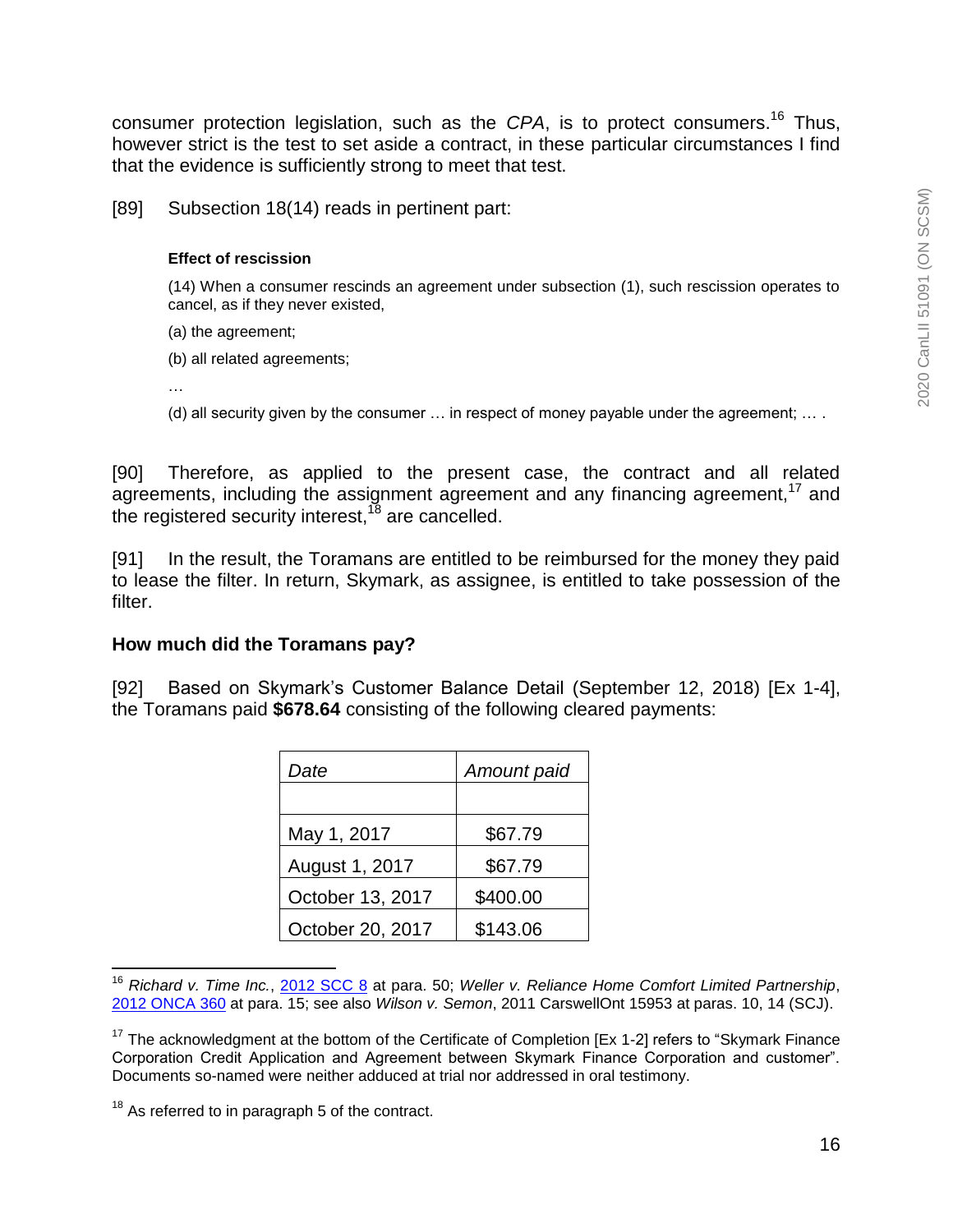consumer protection legislation, such as the *CPA*, is to protect consumers.[16] Thus, however strict is the test to set aside a contract, in these particular circumstances I find that the evidence is sufficiently strong to meet that test.

[89] Subsection 18(14) reads in pertinent part:

> **Effect of rescission**
>
> (14) When a consumer rescinds an agreement under subsection (1), such rescission operates to cancel, as if they never existed,
>
> (a) the agreement;
>
> (b) all related agreements;
>
> …
>
> (d) all security given by the consumer … in respect of money payable under the agreement; … .

[90] Therefore, as applied to the present case, the contract and all related agreements, including the assignment agreement and any financing agreement,[17] and the registered security interest,[18] are cancelled.

[91] In the result, the Toramans are entitled to be reimbursed for the money they paid to lease the filter. In return, Skymark, as assignee, is entitled to take possession of the filter.

### How much did the Toramans pay?

[92] Based on Skymark's Customer Balance Detail (September 12, 2018) [Ex 1-4], the Toramans paid **$678.64** consisting of the following cleared payments:

| *Date* | *Amount paid* |
|---|---|
| | |
| May 1, 2017 | $67.79 |
| August 1, 2017 | $67.79 |
| October 13, 2017 | $400.00 |
| October 20, 2017 | $143.06 |

---

[16] *Richard v. Time Inc.*, 2012 SCC 8 at para. 50; *Weller v. Reliance Home Comfort Limited Partnership*, 2012 ONCA 360 at para. 15; see also *Wilson v. Semon*, 2011 CarswellOnt 15953 at paras. 10, 14 (SCJ).

[17] The acknowledgment at the bottom of the Certificate of Completion [Ex 1-2] refers to "Skymark Finance Corporation Credit Application and Agreement between Skymark Finance Corporation and customer". Documents so-named were neither adduced at trial nor addressed in oral testimony.

[18] As referred to in paragraph 5 of the contract.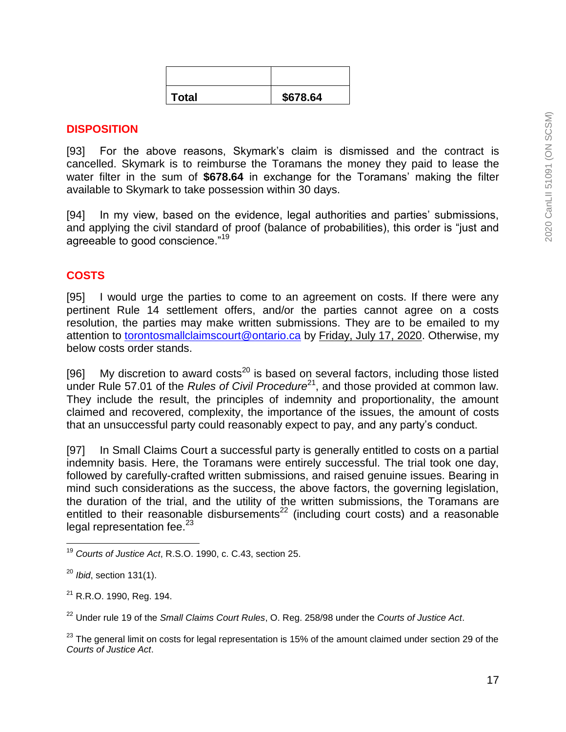| | |
|---|---|
| | |
| **Total** | **$678.64** |

## DISPOSITION

[93] For the above reasons, Skymark's claim is dismissed and the contract is cancelled. Skymark is to reimburse the Toramans the money they paid to lease the water filter in the sum of **$678.64** in exchange for the Toramans' making the filter available to Skymark to take possession within 30 days.

[94] In my view, based on the evidence, legal authorities and parties' submissions, and applying the civil standard of proof (balance of probabilities), this order is "just and agreeable to good conscience."[19]

## COSTS

[95] I would urge the parties to come to an agreement on costs. If there were any pertinent Rule 14 settlement offers, and/or the parties cannot agree on a costs resolution, the parties may make written submissions. They are to be emailed to my attention to torontosmallclaimscourt@ontario.ca by Friday, July 17, 2020. Otherwise, my below costs order stands.

[96] My discretion to award costs[20] is based on several factors, including those listed under Rule 57.01 of the *Rules of Civil Procedure*[21], and those provided at common law. They include the result, the principles of indemnity and proportionality, the amount claimed and recovered, complexity, the importance of the issues, the amount of costs that an unsuccessful party could reasonably expect to pay, and any party's conduct.

[97] In Small Claims Court a successful party is generally entitled to costs on a partial indemnity basis. Here, the Toramans were entirely successful. The trial took one day, followed by carefully-crafted written submissions, and raised genuine issues. Bearing in mind such considerations as the success, the above factors, the governing legislation, the duration of the trial, and the utility of the written submissions, the Toramans are entitled to their reasonable disbursements[22] (including court costs) and a reasonable legal representation fee.[23]

---

[19] *Courts of Justice Act*, R.S.O. 1990, c. C.43, section 25.

[20] *Ibid*, section 131(1).

[21] R.R.O. 1990, Reg. 194.

[22] Under rule 19 of the *Small Claims Court Rules*, O. Reg. 258/98 under the *Courts of Justice Act*.

[23] The general limit on costs for legal representation is 15% of the amount claimed under section 29 of the *Courts of Justice Act*.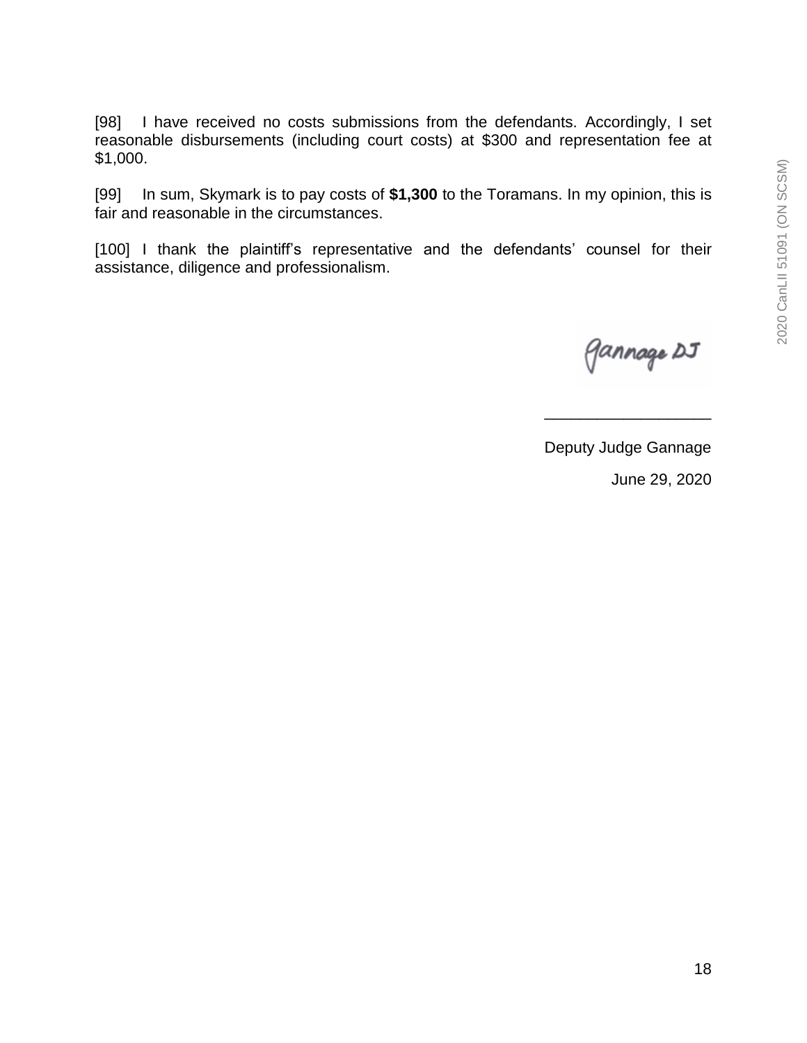[98] I have received no costs submissions from the defendants. Accordingly, I set reasonable disbursements (including court costs) at $300 and representation fee at $1,000.

[99] In sum, Skymark is to pay costs of **$1,300** to the Toramans. In my opinion, this is fair and reasonable in the circumstances.

[100] I thank the plaintiff's representative and the defendants' counsel for their assistance, diligence and professionalism.

Gannage DJ

\_\_\_\_\_\_\_\_\_\_\_\_\_\_\_\_\_\_\_

Deputy Judge Gannage

June 29, 2020